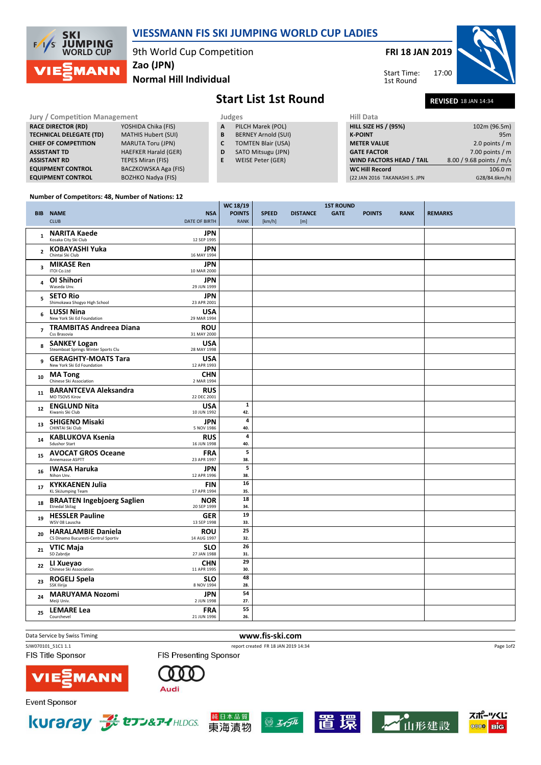# VIESSMANN FIS SKI JUMPING WORLD CUP LADIES

9th World Cup Competition
Zao (JPN)
**Normal Hill Individual**

**FRI 18 JAN 2019**

Start Time: 17:00
1st Round

## Start List 1st Round

**REVISED** 18 JAN 14:34

| Jury / Competition Management | |
|---|---|
| RACE DIRECTOR (RD) | YOSHIDA Chika (FIS) |
| TECHNICAL DELEGATE (TD) | MATHIS Hubert (SUI) |
| CHIEF OF COMPETITION | MARUTA Toru (JPN) |
| ASSISTANT TD | HAEFKER Harald (GER) |
| ASSISTANT RD | TEPES Miran (FIS) |
| EQUIPMENT CONTROL | BACZKOWSKA Aga (FIS) |
| EQUIPMENT CONTROL | BOZHKO Nadya (FIS) |

| Judges | |
|---|---|
| A | PILCH Marek (POL) |
| B | BERNEY Arnold (SUI) |
| C | TOMTEN Blair (USA) |
| D | SATO Mitsugu (JPN) |
| E | WEISE Peter (GER) |

| Hill Data | |
|---|---|
| HILL SIZE HS / (95%) | 102m (96.5m) |
| K-POINT | 95m |
| METER VALUE | 2.0 points / m |
| GATE FACTOR | 7.00 points / m |
| WIND FACTORS HEAD / TAIL | 8.00 / 9.68 points / m/s |
| WC Hill Record | 106.0 m |
| (22 JAN 2016 TAKANASHI S. JPN | G28/84.6km/h) |

Number of Competitors: 48, Number of Nations: 12

| BIB | NAME / CLUB | NSA / DATE OF BIRTH | WC 18/19 POINTS / RANK | SPEED [km/h] | DISTANCE [m] | GATE | POINTS | RANK | REMARKS |
|---|---|---|---|---|---|---|---|---|---|
| 1 | **NARITA Kaede** Kosaka City Ski Club | JPN 12 SEP 1995 | | | | | | | |
| 2 | **KOBAYASHI Yuka** Chintai Ski Club | JPN 16 MAY 1994 | | | | | | | |
| 3 | **MIKASE Ren** ITOI Co.Ltd | JPN 10 MAR 2000 | | | | | | | |
| 4 | **OI Shihori** Waseda Unv. | JPN 29 JUN 1999 | | | | | | | |
| 5 | **SETO Rio** Shimokawa Shogyo High School | JPN 23 APR 2001 | | | | | | | |
| 6 | **LUSSI Nina** New York Ski Ed Foundation | USA 29 MAR 1994 | | | | | | | |
| 7 | **TRAMBITAS Andreea Diana** Css Brasovia | ROU 31 MAY 2000 | | | | | | | |
| 8 | **SANKEY Logan** Steamboat Springs Winter Sports Clu | USA 28 MAY 1998 | | | | | | | |
| 9 | **GERAGHTY-MOATS Tara** New York Ski Ed Foundation | USA 12 APR 1993 | | | | | | | |
| 10 | **MA Tong** Chinese Ski Association | CHN 2 MAR 1994 | | | | | | | |
| 11 | **BARANTCEVA Aleksandra** MO TSOVS Kirov | RUS 22 DEC 2001 | | | | | | | |
| 12 | **ENGLUND Nita** Kiwanis Ski Club | USA 10 JUN 1992 | 1 / 42. | | | | | | |
| 13 | **SHIGENO Misaki** CHINTAI Ski Club | JPN 5 NOV 1986 | 4 / 40. | | | | | | |
| 14 | **KABLUKOVA Ksenia** Sdushor Start | RUS 16 JUN 1998 | 4 / 40. | | | | | | |
| 15 | **AVOCAT GROS Oceane** Annemasse ASPTT | FRA 23 APR 1997 | 5 / 38. | | | | | | |
| 16 | **IWASA Haruka** Nihon Unv. | JPN 12 APR 1996 | 5 / 38. | | | | | | |
| 17 | **KYKKAENEN Julia** KL SkiJumping Team | FIN 17 APR 1994 | 16 / 35. | | | | | | |
| 18 | **BRAATEN Ingebjoerg Saglien** Etnedal Skilag | NOR 20 SEP 1999 | 18 / 34. | | | | | | |
| 19 | **HESSLER Pauline** WSV 08 Lauscha | GER 13 SEP 1998 | 19 / 33. | | | | | | |
| 20 | **HARALAMBIE Daniela** CS Dinamo Bucuresti-Centrul Sportiv | ROU 14 AUG 1997 | 25 / 32. | | | | | | |
| 21 | **VTIC Maja** SD Zabrdje | SLO 27 JAN 1988 | 26 / 31. | | | | | | |
| 22 | **LI Xueyao** Chinese Ski Association | CHN 11 APR 1995 | 29 / 30. | | | | | | |
| 23 | **ROGELJ Spela** SSK Ilirija | SLO 8 NOV 1994 | 48 / 28. | | | | | | |
| 24 | **MARUYAMA Nozomi** Meiji Univ. | JPN 2 JUN 1998 | 54 / 27. | | | | | | |
| 25 | **LEMARE Lea** Courchevel | FRA 21 JUN 1996 | 55 / 26. | | | | | | |

Data Service by Swiss Timing — www.fis-ski.com

SJW070101_51C1 1.1 — report created FR 18 JAN 2019 14:34

FIS Title Sponsor: VIESSMANN
FIS Presenting Sponsor: Audi
Event Sponsor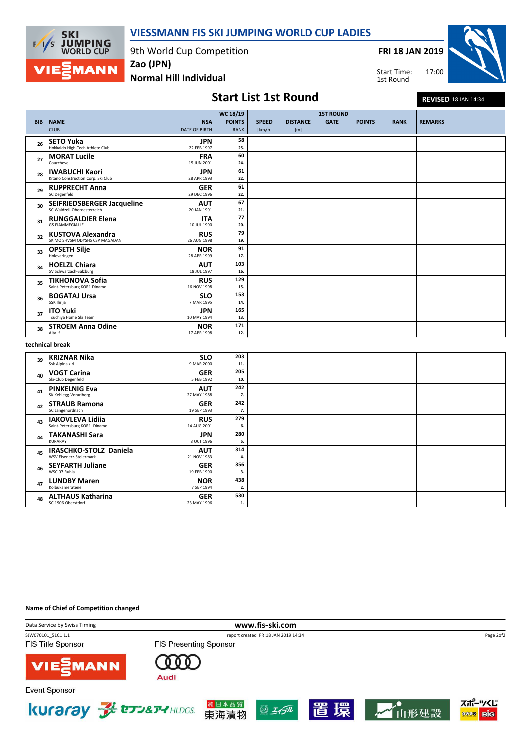# VIESSMANN FIS SKI JUMPING WORLD CUP LADIES

9th World Cup Competition
**Zao (JPN)**
**Normal Hill Individual**

**FRI 18 JAN 2019**
Start Time: 17:00
1st Round

## Start List 1st Round

**REVISED** 18 JAN 14:34

| BIB | NAME / CLUB | NSA / DATE OF BIRTH | WC 18/19 POINTS | RANK | SPEED [km/h] | DISTANCE [m] | GATE | POINTS | RANK | REMARKS |
|---|---|---|---|---|---|---|---|---|---|---|
| 26 | **SETO Yuka** Hokkaido High-Tech Athlete Club | **JPN** 22 FEB 1997 | 58 | 25. | | | | | | |
| 27 | **MORAT Lucile** Courchevel | **FRA** 15 JUN 2001 | 60 | 24. | | | | | | |
| 28 | **IWABUCHI Kaori** Kitano Construction Corp. Ski Club | **JPN** 28 APR 1993 | 61 | 22. | | | | | | |
| 29 | **RUPPRECHT Anna** SC Degenfeld | **GER** 29 DEC 1996 | 61 | 22. | | | | | | |
| 30 | **SEIFRIEDSBERGER Jacqueline** SC Waldzell-Oberoesterreich | **AUT** 20 JAN 1991 | 67 | 21. | | | | | | |
| 31 | **RUNGGALDIER Elena** GS FIAMMEGIALLE | **ITA** 10 JUL 1990 | 77 | 20. | | | | | | |
| 32 | **KUSTOVA Alexandra** SK MO SHVSM ODYSHS CSP MAGADAN | **RUS** 26 AUG 1998 | 79 | 19. | | | | | | |
| 33 | **OPSETH Silje** Holevaringen Il | **NOR** 28 APR 1999 | 91 | 17. | | | | | | |
| 34 | **HOELZL Chiara** SV Schwarzach-Salzburg | **AUT** 18 JUL 1997 | 103 | 16. | | | | | | |
| 35 | **TIKHONOVA Sofia** Saint-Petersburg KOR1 Dinamo | **RUS** 16 NOV 1998 | 129 | 15. | | | | | | |
| 36 | **BOGATAJ Ursa** SSK Ilirija | **SLO** 7 MAR 1995 | 153 | 14. | | | | | | |
| 37 | **ITO Yuki** Tsuchiya Home Ski Team | **JPN** 10 MAY 1994 | 165 | 13. | | | | | | |
| 38 | **STROEM Anna Odine** Alta If | **NOR** 17 APR 1998 | 171 | 12. | | | | | | |
| | **technical break** | | | | | | | | | |
| 39 | **KRIZNAR Nika** Ssk Alpina ziri | **SLO** 9 MAR 2000 | 203 | 11. | | | | | | |
| 40 | **VOGT Carina** Ski-Club Degenfeld | **GER** 5 FEB 1992 | 205 | 10. | | | | | | |
| 41 | **PINKELNIG Eva** SK Kehlegg-Vorarlberg | **AUT** 27 MAY 1988 | 242 | 7. | | | | | | |
| 42 | **STRAUB Ramona** SC Langenordnach | **GER** 19 SEP 1993 | 242 | 7. | | | | | | |
| 43 | **IAKOVLEVA Lidiia** Saint-Petersburg KOR1 Dinamo | **RUS** 14 AUG 2001 | 279 | 6. | | | | | | |
| 44 | **TAKANASHI Sara** KURARAY | **JPN** 8 OCT 1996 | 280 | 5. | | | | | | |
| 45 | **IRASCHKO-STOLZ Daniela** WSV Eisenerz-Steiermark | **AUT** 21 NOV 1983 | 314 | 4. | | | | | | |
| 46 | **SEYFARTH Juliane** WSC 07 Ruhla | **GER** 19 FEB 1990 | 356 | 3. | | | | | | |
| 47 | **LUNDBY Maren** Kolbukameratene | **NOR** 7 SEP 1994 | 438 | 2. | | | | | | |
| 48 | **ALTHAUS Katharina** SC 1906 Oberstdorf | **GER** 23 MAY 1996 | 530 | 1. | | | | | | |

**Name of Chief of Competition changed**

Data Service by Swiss Timing
www.fis-ski.com
SJW070101_51C1 1.1
report created FR 18 JAN 2019 14:34

FIS Title Sponsor
FIS Presenting Sponsor
Event Sponsor